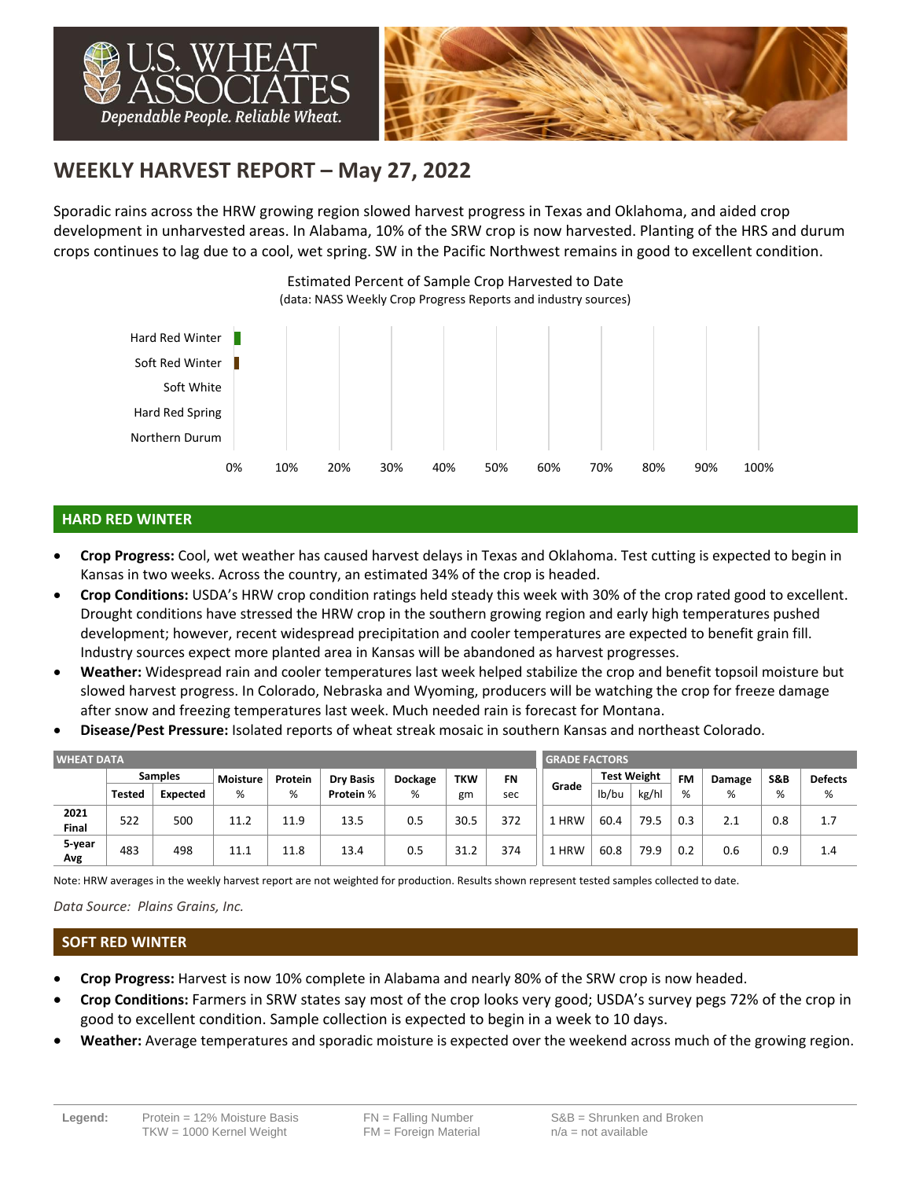# WEEKLY HARVEST REPORT – May 27, 2022

Sporadic rains across the HRW growing region slowed harvest progress in Texas and Oklahoma, and aided crop development in unharvested areas. In Alabama, 10% of the SRW crop is now harvested. Planting of the HRS and durum crops continues to lag due to a cool, wet spring. SW in the Pacific Northwest remains in good to excellent condition.

Estimated Percent of Sample Crop Harvested to Date
(data: NASS Weekly Crop Progress Reports and industry sources)

Hard Red Winter
Soft Red Winter
Soft White
Hard Red Spring
Northern Durum

0% 10% 20% 30% 40% 50% 60% 70% 80% 90% 100%

## HARD RED WINTER

- **Crop Progress:** Cool, wet weather has caused harvest delays in Texas and Oklahoma. Test cutting is expected to begin in Kansas in two weeks. Across the country, an estimated 34% of the crop is headed.
- **Crop Conditions:** USDA's HRW crop condition ratings held steady this week with 30% of the crop rated good to excellent. Drought conditions have stressed the HRW crop in the southern growing region and early high temperatures pushed development; however, recent widespread precipitation and cooler temperatures are expected to benefit grain fill. Industry sources expect more planted area in Kansas will be abandoned as harvest progresses.
- **Weather:** Widespread rain and cooler temperatures last week helped stabilize the crop and benefit topsoil moisture but slowed harvest progress. In Colorado, Nebraska and Wyoming, producers will be watching the crop for freeze damage after snow and freezing temperatures last week. Much needed rain is forecast for Montana.
- **Disease/Pest Pressure:** Isolated reports of wheat streak mosaic in southern Kansas and northeast Colorado.

| WHEAT DATA | | | | | | | | | GRADE FACTORS | | | | | | |
|---|---|---|---|---|---|---|---|---|---|---|---|---|---|---|---|
| | Samples | | Moisture | Protein | Dry Basis | Dockage | TKW | FN | Grade | Test Weight | | FM | Damage | S&B | Defects |
| | Tested | Expected | % | % | Protein % | % | gm | sec | | lb/bu | kg/hl | % | % | % | % |
| 2021 Final | 522 | 500 | 11.2 | 11.9 | 13.5 | 0.5 | 30.5 | 372 | 1 HRW | 60.4 | 79.5 | 0.3 | 2.1 | 0.8 | 1.7 |
| 5-year Avg | 483 | 498 | 11.1 | 11.8 | 13.4 | 0.5 | 31.2 | 374 | 1 HRW | 60.8 | 79.9 | 0.2 | 0.6 | 0.9 | 1.4 |

Note: HRW averages in the weekly harvest report are not weighted for production. Results shown represent tested samples collected to date.

*Data Source: Plains Grains, Inc.*

## SOFT RED WINTER

- **Crop Progress:** Harvest is now 10% complete in Alabama and nearly 80% of the SRW crop is now headed.
- **Crop Conditions:** Farmers in SRW states say most of the crop looks very good; USDA's survey pegs 72% of the crop in good to excellent condition. Sample collection is expected to begin in a week to 10 days.
- **Weather:** Average temperatures and sporadic moisture is expected over the weekend across much of the growing region.

**Legend:** Protein = 12% Moisture Basis; TKW = 1000 Kernel Weight; FN = Falling Number; FM = Foreign Material; S&B = Shrunken and Broken; n/a = not available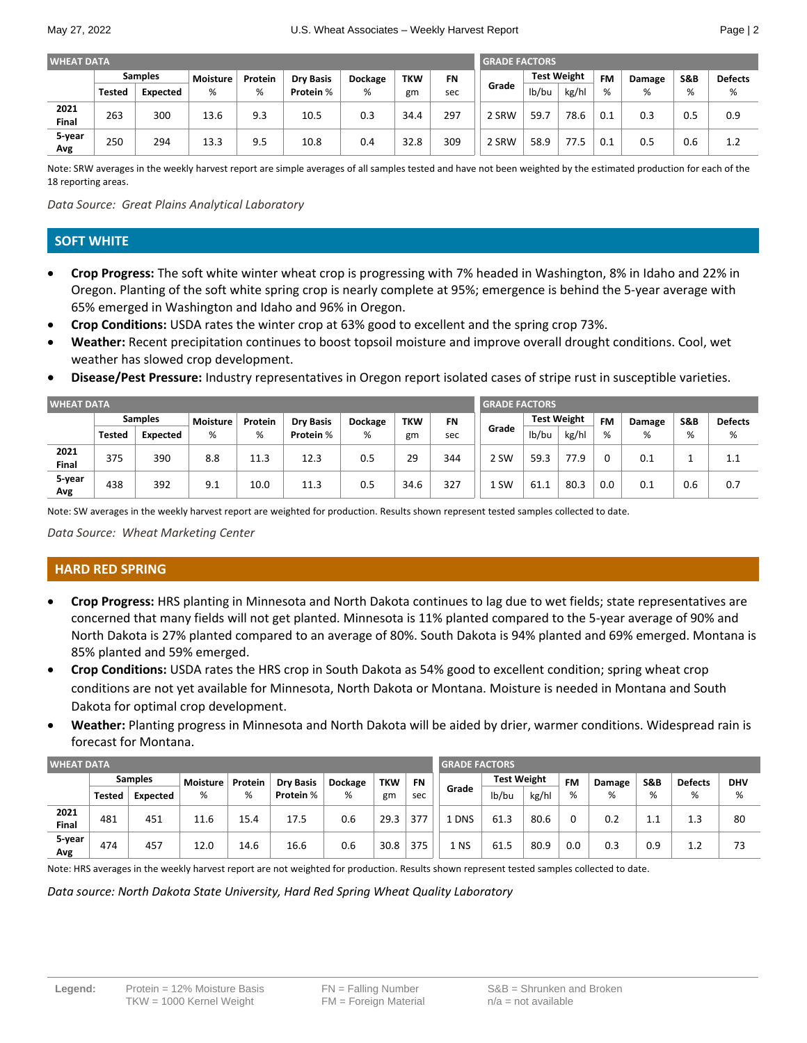| WHEAT DATA | | | | | | | | | GRADE FACTORS | | | | | | |
|---|---|---|---|---|---|---|---|---|---|---|---|---|---|---|---|
| | Samples | | Moisture | Protein | Dry Basis | Dockage | TKW | FN | Grade | Test Weight | | FM | Damage | S&B | Defects |
| | Tested | Expected | % | % | Protein % | % | gm | sec | | lb/bu | kg/hl | % | % | % | % |
| 2021 Final | 263 | 300 | 13.6 | 9.3 | 10.5 | 0.3 | 34.4 | 297 | 2 SRW | 59.7 | 78.6 | 0.1 | 0.3 | 0.5 | 0.9 |
| 5-year Avg | 250 | 294 | 13.3 | 9.5 | 10.8 | 0.4 | 32.8 | 309 | 2 SRW | 58.9 | 77.5 | 0.1 | 0.5 | 0.6 | 1.2 |

Note: SRW averages in the weekly harvest report are simple averages of all samples tested and have not been weighted by the estimated production for each of the 18 reporting areas.

*Data Source: Great Plains Analytical Laboratory*

## SOFT WHITE

- **Crop Progress:** The soft white winter wheat crop is progressing with 7% headed in Washington, 8% in Idaho and 22% in Oregon. Planting of the soft white spring crop is nearly complete at 95%; emergence is behind the 5-year average with 65% emerged in Washington and Idaho and 96% in Oregon.
- **Crop Conditions:** USDA rates the winter crop at 63% good to excellent and the spring crop 73%.
- **Weather:** Recent precipitation continues to boost topsoil moisture and improve overall drought conditions. Cool, wet weather has slowed crop development.
- **Disease/Pest Pressure:** Industry representatives in Oregon report isolated cases of stripe rust in susceptible varieties.

| WHEAT DATA | | | | | | | | | GRADE FACTORS | | | | | | |
|---|---|---|---|---|---|---|---|---|---|---|---|---|---|---|---|
| | Samples | | Moisture | Protein | Dry Basis | Dockage | TKW | FN | Grade | Test Weight | | FM | Damage | S&B | Defects |
| | Tested | Expected | % | % | Protein % | % | gm | sec | | lb/bu | kg/hl | % | % | % | % |
| 2021 Final | 375 | 390 | 8.8 | 11.3 | 12.3 | 0.5 | 29 | 344 | 2 SW | 59.3 | 77.9 | 0 | 0.1 | 1 | 1.1 |
| 5-year Avg | 438 | 392 | 9.1 | 10.0 | 11.3 | 0.5 | 34.6 | 327 | 1 SW | 61.1 | 80.3 | 0.0 | 0.1 | 0.6 | 0.7 |

Note: SW averages in the weekly harvest report are weighted for production. Results shown represent tested samples collected to date.

*Data Source: Wheat Marketing Center*

## HARD RED SPRING

- **Crop Progress:** HRS planting in Minnesota and North Dakota continues to lag due to wet fields; state representatives are concerned that many fields will not get planted. Minnesota is 11% planted compared to the 5-year average of 90% and North Dakota is 27% planted compared to an average of 80%. South Dakota is 94% planted and 69% emerged. Montana is 85% planted and 59% emerged.
- **Crop Conditions:** USDA rates the HRS crop in South Dakota as 54% good to excellent condition; spring wheat crop conditions are not yet available for Minnesota, North Dakota or Montana. Moisture is needed in Montana and South Dakota for optimal crop development.
- **Weather:** Planting progress in Minnesota and North Dakota will be aided by drier, warmer conditions. Widespread rain is forecast for Montana.

| WHEAT DATA | | | | | | | | | GRADE FACTORS | | | | | | | |
|---|---|---|---|---|---|---|---|---|---|---|---|---|---|---|---|---|
| | Samples | | Moisture | Protein | Dry Basis | Dockage | TKW | FN | Grade | Test Weight | | FM | Damage | S&B | Defects | DHV |
| | Tested | Expected | % | % | Protein % | % | gm | sec | | lb/bu | kg/hl | % | % | % | % | % |
| 2021 Final | 481 | 451 | 11.6 | 15.4 | 17.5 | 0.6 | 29.3 | 377 | 1 DNS | 61.3 | 80.6 | 0 | 0.2 | 1.1 | 1.3 | 80 |
| 5-year Avg | 474 | 457 | 12.0 | 14.6 | 16.6 | 0.6 | 30.8 | 375 | 1 NS | 61.5 | 80.9 | 0.0 | 0.3 | 0.9 | 1.2 | 73 |

Note: HRS averages in the weekly harvest report are not weighted for production. Results shown represent tested samples collected to date.

*Data source: North Dakota State University, Hard Red Spring Wheat Quality Laboratory*

**Legend:** Protein = 12% Moisture Basis; TKW = 1000 Kernel Weight; FN = Falling Number; FM = Foreign Material; S&B = Shrunken and Broken; n/a = not available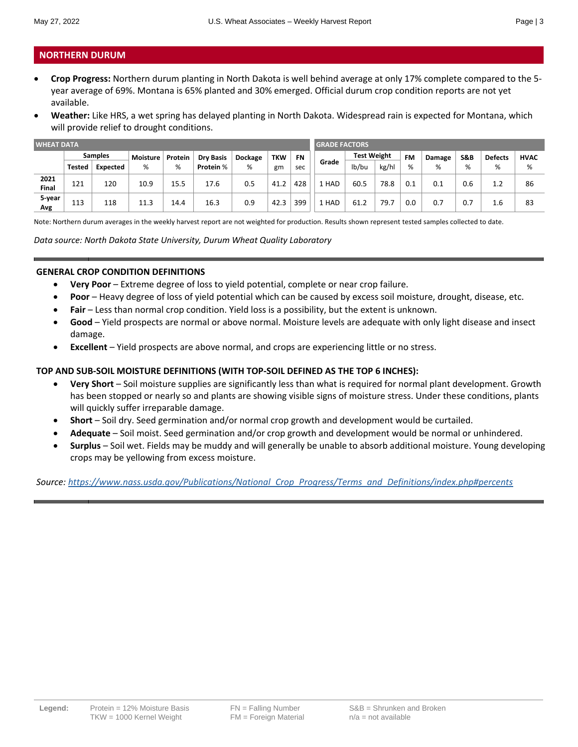## NORTHERN DURUM

- **Crop Progress:** Northern durum planting in North Dakota is well behind average at only 17% complete compared to the 5-year average of 69%. Montana is 65% planted and 30% emerged. Official durum crop condition reports are not yet available.
- **Weather:** Like HRS, a wet spring has delayed planting in North Dakota. Widespread rain is expected for Montana, which will provide relief to drought conditions.

| WHEAT DATA | | | | | | | | | GRADE FACTORS | | | | | | | |
|---|---|---|---|---|---|---|---|---|---|---|---|---|---|---|---|---|
| | Samples | | Moisture | Protein | Dry Basis | Dockage | TKW | FN | Grade | Test Weight | | FM | Damage | S&B | Defects | HVAC |
| | Tested | Expected | % | % | Protein % | % | gm | sec | | lb/bu | kg/hl | % | % | % | % | % |
| 2021 Final | 121 | 120 | 10.9 | 15.5 | 17.6 | 0.5 | 41.2 | 428 | 1 HAD | 60.5 | 78.8 | 0.1 | 0.1 | 0.6 | 1.2 | 86 |
| 5-year Avg | 113 | 118 | 11.3 | 14.4 | 16.3 | 0.9 | 42.3 | 399 | 1 HAD | 61.2 | 79.7 | 0.0 | 0.7 | 0.7 | 1.6 | 83 |

Note: Northern durum averages in the weekly harvest report are not weighted for production. Results shown represent tested samples collected to date.

*Data source: North Dakota State University, Durum Wheat Quality Laboratory*

### GENERAL CROP CONDITION DEFINITIONS

- **Very Poor** – Extreme degree of loss to yield potential, complete or near crop failure.
- **Poor** – Heavy degree of loss of yield potential which can be caused by excess soil moisture, drought, disease, etc.
- **Fair** – Less than normal crop condition. Yield loss is a possibility, but the extent is unknown.
- **Good** – Yield prospects are normal or above normal. Moisture levels are adequate with only light disease and insect damage.
- **Excellent** – Yield prospects are above normal, and crops are experiencing little or no stress.

### TOP AND SUB-SOIL MOISTURE DEFINITIONS (WITH TOP-SOIL DEFINED AS THE TOP 6 INCHES):

- **Very Short** – Soil moisture supplies are significantly less than what is required for normal plant development. Growth has been stopped or nearly so and plants are showing visible signs of moisture stress. Under these conditions, plants will quickly suffer irreparable damage.
- **Short** – Soil dry. Seed germination and/or normal crop growth and development would be curtailed.
- **Adequate** – Soil moist. Seed germination and/or crop growth and development would be normal or unhindered.
- **Surplus** – Soil wet. Fields may be muddy and will generally be unable to absorb additional moisture. Young developing crops may be yellowing from excess moisture.

*Source: https://www.nass.usda.gov/Publications/National_Crop_Progress/Terms_and_Definitions/index.php#percents*

**Legend:** Protein = 12% Moisture Basis; TKW = 1000 Kernel Weight; FN = Falling Number; FM = Foreign Material; S&B = Shrunken and Broken; n/a = not available